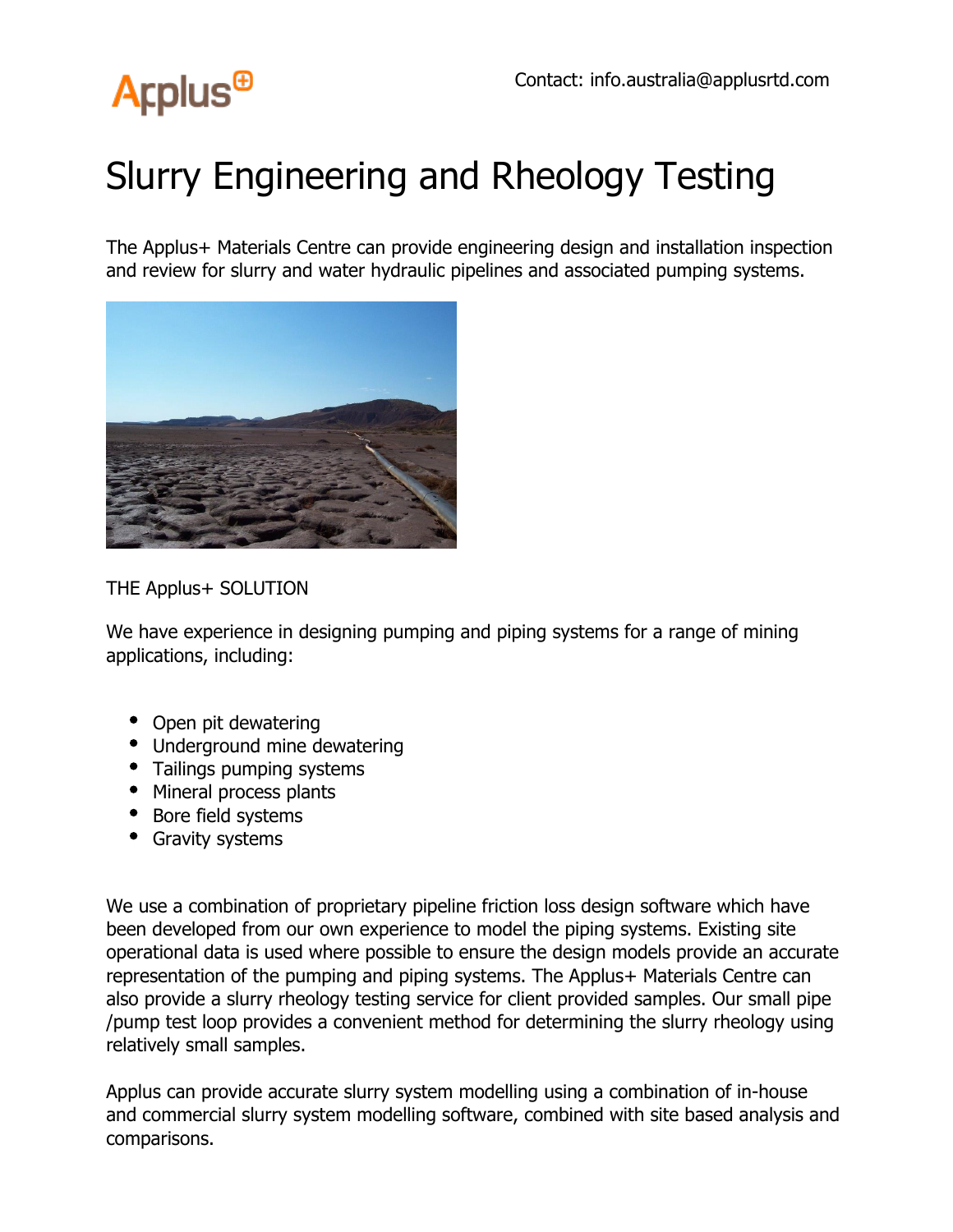Applus+

Contact: info.australia@applusrtd.com

# Slurry Engineering and Rheology Testing

The Applus+ Materials Centre can provide engineering design and installation inspection and review for slurry and water hydraulic pipelines and associated pumping systems.

THE Applus+ SOLUTION

We have experience in designing pumping and piping systems for a range of mining applications, including:

- Open pit dewatering
- Underground mine dewatering
- Tailings pumping systems
- Mineral process plants
- Bore field systems
- Gravity systems

We use a combination of proprietary pipeline friction loss design software which have been developed from our own experience to model the piping systems. Existing site operational data is used where possible to ensure the design models provide an accurate representation of the pumping and piping systems. The Applus+ Materials Centre can also provide a slurry rheology testing service for client provided samples. Our small pipe /pump test loop provides a convenient method for determining the slurry rheology using relatively small samples.

Applus can provide accurate slurry system modelling using a combination of in-house and commercial slurry system modelling software, combined with site based analysis and comparisons.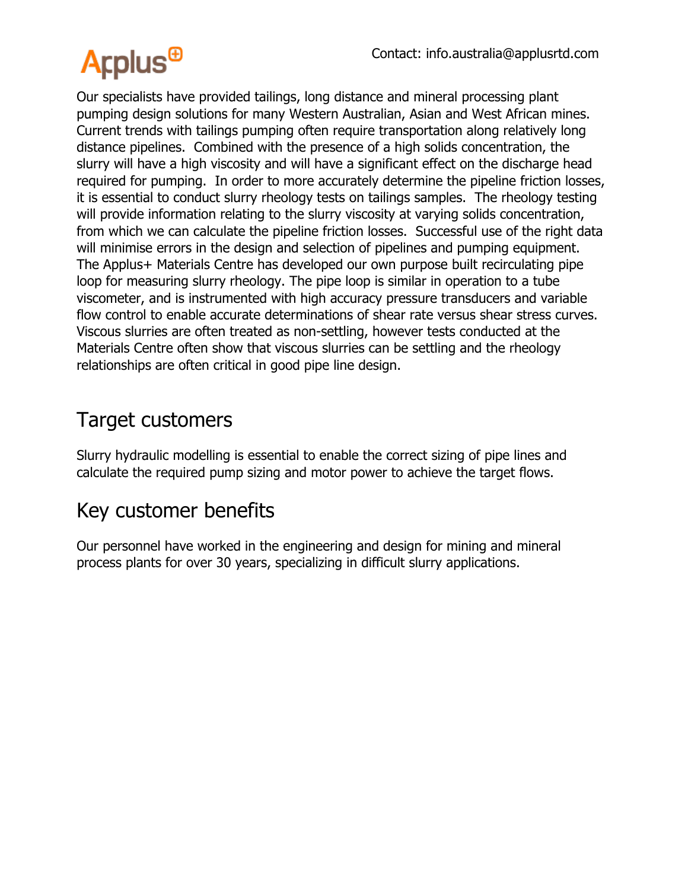Contact: info.australia@applusrtd.com

Our specialists have provided tailings, long distance and mineral processing plant pumping design solutions for many Western Australian, Asian and West African mines. Current trends with tailings pumping often require transportation along relatively long distance pipelines. Combined with the presence of a high solids concentration, the slurry will have a high viscosity and will have a significant effect on the discharge head required for pumping. In order to more accurately determine the pipeline friction losses, it is essential to conduct slurry rheology tests on tailings samples. The rheology testing will provide information relating to the slurry viscosity at varying solids concentration, from which we can calculate the pipeline friction losses. Successful use of the right data will minimise errors in the design and selection of pipelines and pumping equipment. The Applus+ Materials Centre has developed our own purpose built recirculating pipe loop for measuring slurry rheology. The pipe loop is similar in operation to a tube viscometer, and is instrumented with high accuracy pressure transducers and variable flow control to enable accurate determinations of shear rate versus shear stress curves. Viscous slurries are often treated as non-settling, however tests conducted at the Materials Centre often show that viscous slurries can be settling and the rheology relationships are often critical in good pipe line design.

## Target customers

Slurry hydraulic modelling is essential to enable the correct sizing of pipe lines and calculate the required pump sizing and motor power to achieve the target flows.

## Key customer benefits

Our personnel have worked in the engineering and design for mining and mineral process plants for over 30 years, specializing in difficult slurry applications.